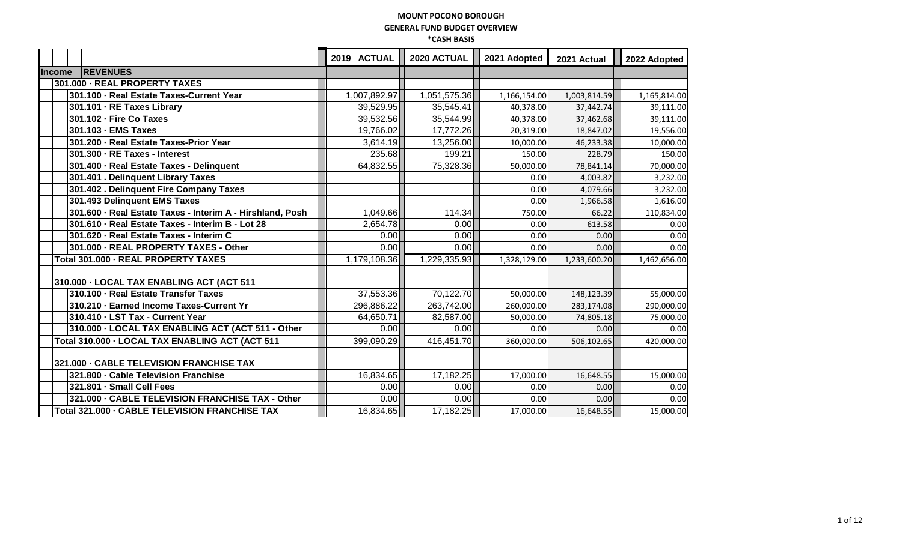# MOUNT POCONO BOROUGH

## GENERAL FUND BUDGET OVERVIEW

### *CASH BASIS

| | 2019 ACTUAL | 2020 ACTUAL | 2021 Adopted | 2021 Actual | 2022 Adopted |
|---|---|---|---|---|---|
| **Income REVENUES** | | | | | |
| **301.000 · REAL PROPERTY TAXES** | | | | | |
| 301.100 · Real Estate Taxes-Current Year | 1,007,892.97 | 1,051,575.36 | 1,166,154.00 | 1,003,814.59 | 1,165,814.00 |
| 301.101 · RE Taxes Library | 39,529.95 | 35,545.41 | 40,378.00 | 37,442.74 | 39,111.00 |
| 301.102 · Fire Co Taxes | 39,532.56 | 35,544.99 | 40,378.00 | 37,462.68 | 39,111.00 |
| 301.103 · EMS Taxes | 19,766.02 | 17,772.26 | 20,319.00 | 18,847.02 | 19,556.00 |
| 301.200 · Real Estate Taxes-Prior Year | 3,614.19 | 13,256.00 | 10,000.00 | 46,233.38 | 10,000.00 |
| 301.300 · RE Taxes - Interest | 235.68 | 199.21 | 150.00 | 228.79 | 150.00 |
| 301.400 · Real Estate Taxes - Delinquent | 64,832.55 | 75,328.36 | 50,000.00 | 78,841.14 | 70,000.00 |
| 301.401 . Delinquent Library Taxes | | | 0.00 | 4,003.82 | 3,232.00 |
| 301.402 . Delinquent Fire Company Taxes | | | 0.00 | 4,079.66 | 3,232.00 |
| 301.493 Delinquent EMS Taxes | | | 0.00 | 1,966.58 | 1,616.00 |
| 301.600 · Real Estate Taxes - Interim A - Hirshland, Posh | 1,049.66 | 114.34 | 750.00 | 66.22 | 110,834.00 |
| 301.610 · Real Estate Taxes - Interim B - Lot 28 | 2,654.78 | 0.00 | 0.00 | 613.58 | 0.00 |
| 301.620 · Real Estate Taxes - Interim C | 0.00 | 0.00 | 0.00 | 0.00 | 0.00 |
| 301.000 · REAL PROPERTY TAXES - Other | 0.00 | 0.00 | 0.00 | 0.00 | 0.00 |
| **Total 301.000 · REAL PROPERTY TAXES** | 1,179,108.36 | 1,229,335.93 | 1,328,129.00 | 1,233,600.20 | 1,462,656.00 |
| **310.000 · LOCAL TAX ENABLING ACT (ACT 511** | | | | | |
| 310.100 · Real Estate Transfer Taxes | 37,553.36 | 70,122.70 | 50,000.00 | 148,123.39 | 55,000.00 |
| 310.210 · Earned Income Taxes-Current Yr | 296,886.22 | 263,742.00 | 260,000.00 | 283,174.08 | 290,000.00 |
| 310.410 · LST Tax - Current Year | 64,650.71 | 82,587.00 | 50,000.00 | 74,805.18 | 75,000.00 |
| 310.000 · LOCAL TAX ENABLING ACT (ACT 511 - Other | 0.00 | 0.00 | 0.00 | 0.00 | 0.00 |
| **Total 310.000 · LOCAL TAX ENABLING ACT (ACT 511** | 399,090.29 | 416,451.70 | 360,000.00 | 506,102.65 | 420,000.00 |
| **321.000 · CABLE TELEVISION FRANCHISE TAX** | | | | | |
| 321.800 · Cable Television Franchise | 16,834.65 | 17,182.25 | 17,000.00 | 16,648.55 | 15,000.00 |
| 321.801 · Small Cell Fees | 0.00 | 0.00 | 0.00 | 0.00 | 0.00 |
| 321.000 · CABLE TELEVISION FRANCHISE TAX - Other | 0.00 | 0.00 | 0.00 | 0.00 | 0.00 |
| **Total 321.000 · CABLE TELEVISION FRANCHISE TAX** | 16,834.65 | 17,182.25 | 17,000.00 | 16,648.55 | 15,000.00 |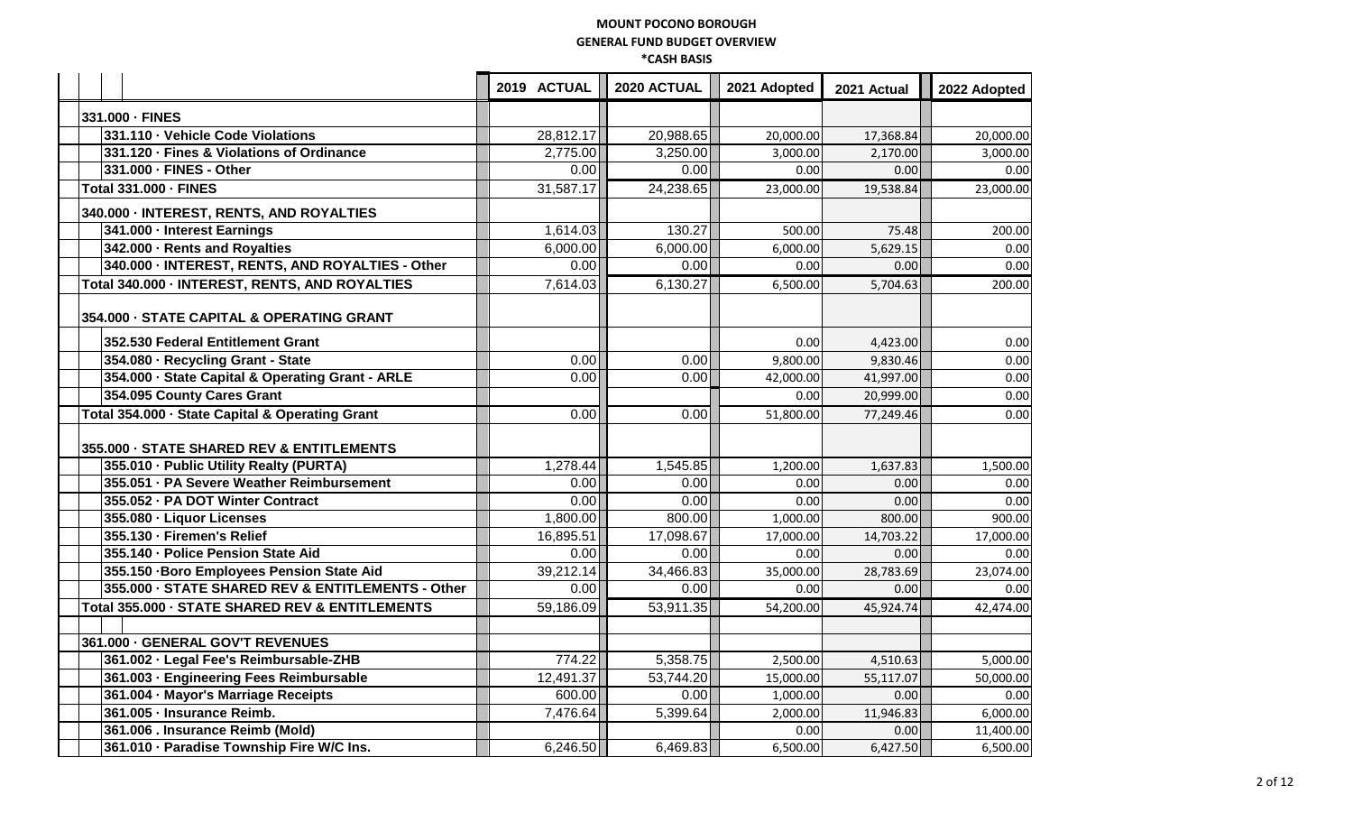# MOUNT POCONO BOROUGH
## GENERAL FUND BUDGET OVERVIEW
### *CASH BASIS

| | 2019 ACTUAL | 2020 ACTUAL | 2021 Adopted | 2021 Actual | 2022 Adopted |
|---|---|---|---|---|---|
| **331.000 · FINES** | | | | | |
| 331.110 · Vehicle Code Violations | 28,812.17 | 20,988.65 | 20,000.00 | 17,368.84 | 20,000.00 |
| 331.120 · Fines & Violations of Ordinance | 2,775.00 | 3,250.00 | 3,000.00 | 2,170.00 | 3,000.00 |
| 331.000 · FINES - Other | 0.00 | 0.00 | 0.00 | 0.00 | 0.00 |
| **Total 331.000 · FINES** | 31,587.17 | 24,238.65 | 23,000.00 | 19,538.84 | 23,000.00 |
| **340.000 · INTEREST, RENTS, AND ROYALTIES** | | | | | |
| 341.000 · Interest Earnings | 1,614.03 | 130.27 | 500.00 | 75.48 | 200.00 |
| 342.000 · Rents and Royalties | 6,000.00 | 6,000.00 | 6,000.00 | 5,629.15 | 0.00 |
| 340.000 · INTEREST, RENTS, AND ROYALTIES - Other | 0.00 | 0.00 | 0.00 | 0.00 | 0.00 |
| **Total 340.000 · INTEREST, RENTS, AND ROYALTIES** | 7,614.03 | 6,130.27 | 6,500.00 | 5,704.63 | 200.00 |
| **354.000 · STATE CAPITAL & OPERATING GRANT** | | | | | |
| 352.530 Federal Entitlement Grant | | | 0.00 | 4,423.00 | 0.00 |
| 354.080 · Recycling Grant - State | 0.00 | 0.00 | 9,800.00 | 9,830.46 | 0.00 |
| 354.000 · State Capital & Operating Grant - ARLE | 0.00 | 0.00 | 42,000.00 | 41,997.00 | 0.00 |
| 354.095 County Cares Grant | | | 0.00 | 20,999.00 | 0.00 |
| **Total 354.000 · State Capital & Operating Grant** | 0.00 | 0.00 | 51,800.00 | 77,249.46 | 0.00 |
| **355.000 · STATE SHARED REV & ENTITLEMENTS** | | | | | |
| 355.010 · Public Utility Realty (PURTA) | 1,278.44 | 1,545.85 | 1,200.00 | 1,637.83 | 1,500.00 |
| 355.051 · PA Severe Weather Reimbursement | 0.00 | 0.00 | 0.00 | 0.00 | 0.00 |
| 355.052 · PA DOT Winter Contract | 0.00 | 0.00 | 0.00 | 0.00 | 0.00 |
| 355.080 · Liquor Licenses | 1,800.00 | 800.00 | 1,000.00 | 800.00 | 900.00 |
| 355.130 · Firemen's Relief | 16,895.51 | 17,098.67 | 17,000.00 | 14,703.22 | 17,000.00 |
| 355.140 · Police Pension State Aid | 0.00 | 0.00 | 0.00 | 0.00 | 0.00 |
| 355.150 ·Boro Employees Pension State Aid | 39,212.14 | 34,466.83 | 35,000.00 | 28,783.69 | 23,074.00 |
| 355.000 · STATE SHARED REV & ENTITLEMENTS - Other | 0.00 | 0.00 | 0.00 | 0.00 | 0.00 |
| **Total 355.000 · STATE SHARED REV & ENTITLEMENTS** | 59,186.09 | 53,911.35 | 54,200.00 | 45,924.74 | 42,474.00 |
| | | | | | |
| **361.000 · GENERAL GOV'T REVENUES** | | | | | |
| 361.002 · Legal Fee's Reimbursable-ZHB | 774.22 | 5,358.75 | 2,500.00 | 4,510.63 | 5,000.00 |
| 361.003 · Engineering Fees Reimbursable | 12,491.37 | 53,744.20 | 15,000.00 | 55,117.07 | 50,000.00 |
| 361.004 · Mayor's Marriage Receipts | 600.00 | 0.00 | 1,000.00 | 0.00 | 0.00 |
| 361.005 · Insurance Reimb. | 7,476.64 | 5,399.64 | 2,000.00 | 11,946.83 | 6,000.00 |
| 361.006 . Insurance Reimb (Mold) | | | 0.00 | 0.00 | 11,400.00 |
| 361.010 · Paradise Township Fire W/C Ins. | 6,246.50 | 6,469.83 | 6,500.00 | 6,427.50 | 6,500.00 |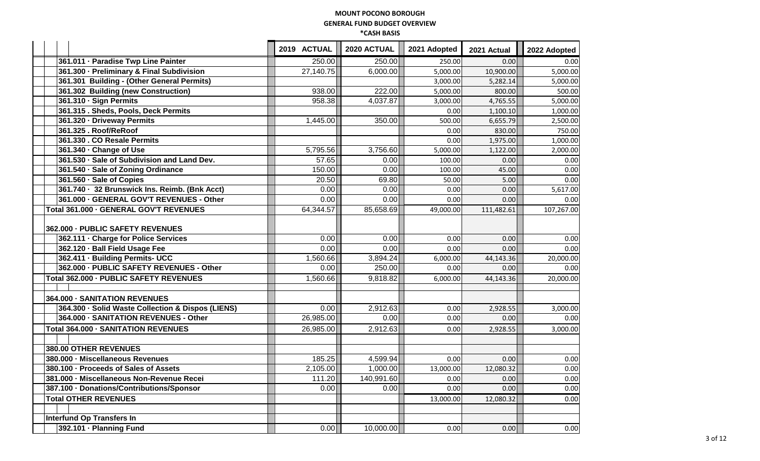# MOUNT POCONO BOROUGH

## GENERAL FUND BUDGET OVERVIEW

### *CASH BASIS

| | 2019 ACTUAL | 2020 ACTUAL | 2021 Adopted | 2021 Actual | 2022 Adopted |
|---|---|---|---|---|---|
| 361.011 · Paradise Twp Line Painter | 250.00 | 250.00 | 250.00 | 0.00 | 0.00 |
| 361.300 · Preliminary & Final Subdivision | 27,140.75 | 6,000.00 | 5,000.00 | 10,900.00 | 5,000.00 |
| 361.301 Building - (Other General Permits) | | | 3,000.00 | 5,282.14 | 5,000.00 |
| 361.302 Building (new Construction) | 938.00 | 222.00 | 5,000.00 | 800.00 | 500.00 |
| 361.310 · Sign Permits | 958.38 | 4,037.87 | 3,000.00 | 4,765.55 | 5,000.00 |
| 361.315 . Sheds, Pools, Deck Permits | | | 0.00 | 1,100.10 | 1,000.00 |
| 361.320 · Driveway Permits | 1,445.00 | 350.00 | 500.00 | 6,655.79 | 2,500.00 |
| 361.325 . Roof/ReRoof | | | 0.00 | 830.00 | 750.00 |
| 361.330 . CO Resale Permits | | | 0.00 | 1,975.00 | 1,000.00 |
| 361.340 · Change of Use | 5,795.56 | 3,756.60 | 5,000.00 | 1,122.00 | 2,000.00 |
| 361.530 · Sale of Subdivision and Land Dev. | 57.65 | 0.00 | 100.00 | 0.00 | 0.00 |
| 361.540 · Sale of Zoning Ordinance | 150.00 | 0.00 | 100.00 | 45.00 | 0.00 |
| 361.560 · Sale of Copies | 20.50 | 69.80 | 50.00 | 5.00 | 0.00 |
| 361.740 · 32 Brunswick Ins. Reimb. (Bnk Acct) | 0.00 | 0.00 | 0.00 | 0.00 | 5,617.00 |
| 361.000 · GENERAL GOV'T REVENUES - Other | 0.00 | 0.00 | 0.00 | 0.00 | 0.00 |
| **Total 361.000 · GENERAL GOV'T REVENUES** | 64,344.57 | 85,658.69 | 49,000.00 | 111,482.61 | 107,267.00 |
| **362.000 · PUBLIC SAFETY REVENUES** | | | | | |
| 362.111 · Charge for Police Services | 0.00 | 0.00 | 0.00 | 0.00 | 0.00 |
| 362.120 · Ball Field Usage Fee | 0.00 | 0.00 | 0.00 | 0.00 | 0.00 |
| 362.411 · Building Permits- UCC | 1,560.66 | 3,894.24 | 6,000.00 | 44,143.36 | 20,000.00 |
| 362.000 · PUBLIC SAFETY REVENUES - Other | 0.00 | 250.00 | 0.00 | 0.00 | 0.00 |
| **Total 362.000 · PUBLIC SAFETY REVENUES** | 1,560.66 | 9,818.82 | 6,000.00 | 44,143.36 | 20,000.00 |
| **364.000 · SANITATION REVENUES** | | | | | |
| 364.300 · Solid Waste Collection & Dispos (LIENS) | 0.00 | 2,912.63 | 0.00 | 2,928.55 | 3,000.00 |
| 364.000 · SANITATION REVENUES - Other | 26,985.00 | 0.00 | 0.00 | 0.00 | 0.00 |
| **Total 364.000 · SANITATION REVENUES** | 26,985.00 | 2,912.63 | 0.00 | 2,928.55 | 3,000.00 |
| **380.00 OTHER REVENUES** | | | | | |
| 380.000 · Miscellaneous Revenues | 185.25 | 4,599.94 | 0.00 | 0.00 | 0.00 |
| 380.100 · Proceeds of Sales of Assets | 2,105.00 | 1,000.00 | 13,000.00 | 12,080.32 | 0.00 |
| 381.000 · Miscellaneous Non-Revenue Recei | 111.20 | 140,991.60 | 0.00 | 0.00 | 0.00 |
| 387.100 · Donations/Contributions/Sponsor | 0.00 | 0.00 | 0.00 | 0.00 | 0.00 |
| **Total OTHER REVENUES** | | | 13,000.00 | 12,080.32 | 0.00 |
| **Interfund Op Transfers In** | | | | | |
| 392.101 · Planning Fund | 0.00 | 10,000.00 | 0.00 | 0.00 | 0.00 |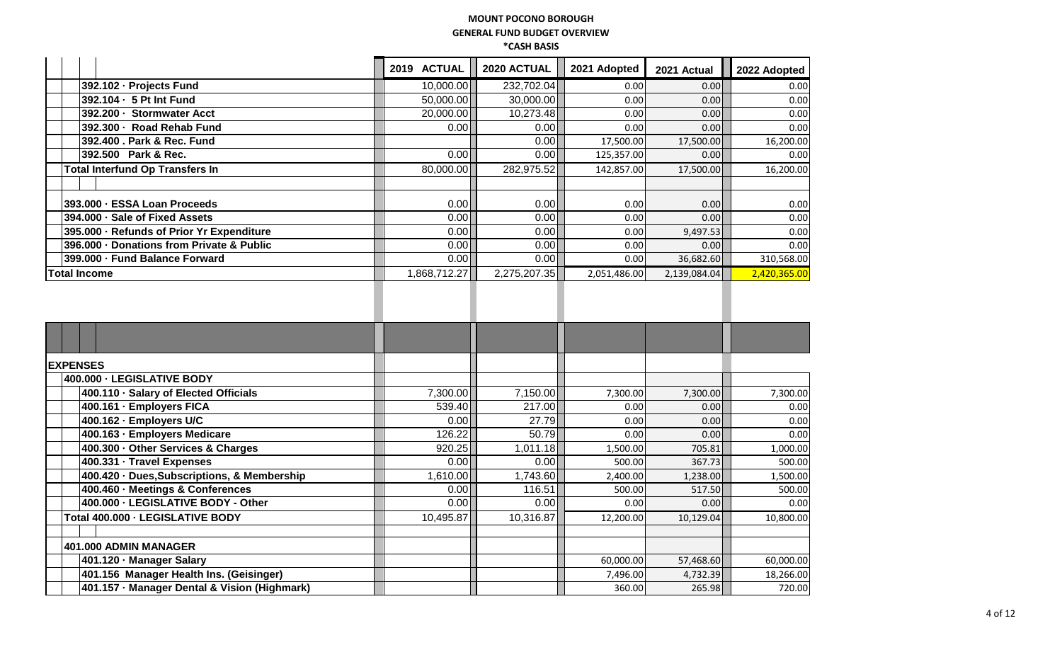**MOUNT POCONO BOROUGH**
**GENERAL FUND BUDGET OVERVIEW**
***CASH BASIS**

| | 2019 ACTUAL | 2020 ACTUAL | 2021 Adopted | 2021 Actual | 2022 Adopted |
|---|---|---|---|---|---|
| 392.102 · Projects Fund | 10,000.00 | 232,702.04 | 0.00 | 0.00 | 0.00 |
| 392.104 · 5 Pt Int Fund | 50,000.00 | 30,000.00 | 0.00 | 0.00 | 0.00 |
| 392.200 · Stormwater Acct | 20,000.00 | 10,273.48 | 0.00 | 0.00 | 0.00 |
| 392.300 · Road Rehab Fund | 0.00 | 0.00 | 0.00 | 0.00 | 0.00 |
| 392.400 . Park & Rec. Fund | | 0.00 | 17,500.00 | 17,500.00 | 16,200.00 |
| 392.500 Park & Rec. | 0.00 | 0.00 | 125,357.00 | 0.00 | 0.00 |
| **Total Interfund Op Transfers In** | 80,000.00 | 282,975.52 | 142,857.00 | 17,500.00 | 16,200.00 |
| | | | | | |
| 393.000 · ESSA Loan Proceeds | 0.00 | 0.00 | 0.00 | 0.00 | 0.00 |
| 394.000 · Sale of Fixed Assets | 0.00 | 0.00 | 0.00 | 0.00 | 0.00 |
| 395.000 · Refunds of Prior Yr Expenditure | 0.00 | 0.00 | 0.00 | 9,497.53 | 0.00 |
| 396.000 · Donations from Private & Public | 0.00 | 0.00 | 0.00 | 0.00 | 0.00 |
| 399.000 · Fund Balance Forward | 0.00 | 0.00 | 0.00 | 36,682.60 | 310,568.00 |
| **Total Income** | 1,868,712.27 | 2,275,207.35 | 2,051,486.00 | 2,139,084.04 | 2,420,365.00 |

| | | | | | |
|---|---|---|---|---|---|
| **EXPENSES** | | | | | |
| **400.000 · LEGISLATIVE BODY** | | | | | |
| 400.110 · Salary of Elected Officials | 7,300.00 | 7,150.00 | 7,300.00 | 7,300.00 | 7,300.00 |
| 400.161 · Employers FICA | 539.40 | 217.00 | 0.00 | 0.00 | 0.00 |
| 400.162 · Employers U/C | 0.00 | 27.79 | 0.00 | 0.00 | 0.00 |
| 400.163 · Employers Medicare | 126.22 | 50.79 | 0.00 | 0.00 | 0.00 |
| 400.300 · Other Services & Charges | 920.25 | 1,011.18 | 1,500.00 | 705.81 | 1,000.00 |
| 400.331 · Travel Expenses | 0.00 | 0.00 | 500.00 | 367.73 | 500.00 |
| 400.420 · Dues,Subscriptions, & Membership | 1,610.00 | 1,743.60 | 2,400.00 | 1,238.00 | 1,500.00 |
| 400.460 · Meetings & Conferences | 0.00 | 116.51 | 500.00 | 517.50 | 500.00 |
| 400.000 · LEGISLATIVE BODY - Other | 0.00 | 0.00 | 0.00 | 0.00 | 0.00 |
| **Total 400.000 · LEGISLATIVE BODY** | 10,495.87 | 10,316.87 | 12,200.00 | 10,129.04 | 10,800.00 |
| | | | | | |
| **401.000 ADMIN MANAGER** | | | | | |
| 401.120 · Manager Salary | | | 60,000.00 | 57,468.60 | 60,000.00 |
| 401.156 Manager Health Ins. (Geisinger) | | | 7,496.00 | 4,732.39 | 18,266.00 |
| 401.157 · Manager Dental & Vision (Highmark) | | | 360.00 | 265.98 | 720.00 |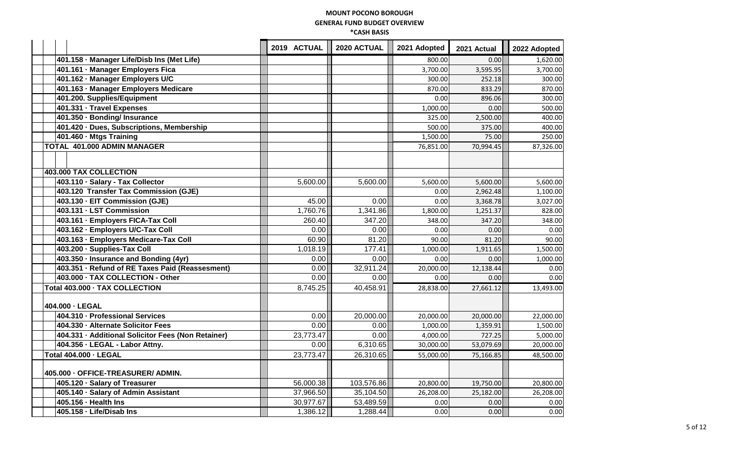# MOUNT POCONO BOROUGH
## GENERAL FUND BUDGET OVERVIEW
### *CASH BASIS

| | 2019 ACTUAL | 2020 ACTUAL | 2021 Adopted | 2021 Actual | 2022 Adopted |
|---|---|---|---|---|---|
| 401.158 · Manager Life/Disb Ins (Met Life) | | | 800.00 | 0.00 | 1,620.00 |
| 401.161 · Manager Employers Fica | | | 3,700.00 | 3,595.95 | 3,700.00 |
| 401.162 · Manager Employers U/C | | | 300.00 | 252.18 | 300.00 |
| 401.163 · Manager Employers Medicare | | | 870.00 | 833.29 | 870.00 |
| 401.200. Supplies/Equipment | | | 0.00 | 896.06 | 300.00 |
| 401.331 · Travel Expenses | | | 1,000.00 | 0.00 | 500.00 |
| 401.350 · Bonding/ Insurance | | | 325.00 | 2,500.00 | 400.00 |
| 401.420 · Dues, Subscriptions, Membership | | | 500.00 | 375.00 | 400.00 |
| 401.460 · Mtgs Training | | | 1,500.00 | 75.00 | 250.00 |
| **TOTAL 401.000 ADMIN MANAGER** | | | 76,851.00 | 70,994.45 | 87,326.00 |
| | | | | | |
| **403.000 TAX COLLECTION** | | | | | |
| 403.110 · Salary - Tax Collector | 5,600.00 | 5,600.00 | 5,600.00 | 5,600.00 | 5,600.00 |
| 403.120 Transfer Tax Commission (GJE) | | | 0.00 | 2,962.48 | 1,100.00 |
| 403.130 · EIT Commission (GJE) | 45.00 | 0.00 | 0.00 | 3,368.78 | 3,027.00 |
| 403.131 · LST Commission | 1,760.76 | 1,341.86 | 1,800.00 | 1,251.37 | 828.00 |
| 403.161 · Employers FICA-Tax Coll | 260.40 | 347.20 | 348.00 | 347.20 | 348.00 |
| 403.162 · Employers U/C-Tax Coll | 0.00 | 0.00 | 0.00 | 0.00 | 0.00 |
| 403.163 · Employers Medicare-Tax Coll | 60.90 | 81.20 | 90.00 | 81.20 | 90.00 |
| 403.200 · Supplies-Tax Coll | 1,018.19 | 177.41 | 1,000.00 | 1,911.65 | 1,500.00 |
| 403.350 · Insurance and Bonding (4yr) | 0.00 | 0.00 | 0.00 | 0.00 | 1,000.00 |
| 403.351 · Refund of RE Taxes Paid (Reassesment) | 0.00 | 32,911.24 | 20,000.00 | 12,138.44 | 0.00 |
| 403.000 · TAX COLLECTION - Other | 0.00 | 0.00 | 0.00 | 0.00 | 0.00 |
| **Total 403.000 · TAX COLLECTION** | 8,745.25 | 40,458.91 | 28,838.00 | 27,661.12 | 13,493.00 |
| **404.000 · LEGAL** | | | | | |
| 404.310 · Professional Services | 0.00 | 20,000.00 | 20,000.00 | 20,000.00 | 22,000.00 |
| 404.330 · Alternate Solicitor Fees | 0.00 | 0.00 | 1,000.00 | 1,359.91 | 1,500.00 |
| 404.331 · Additional Solicitor Fees (Non Retainer) | 23,773.47 | 0.00 | 4,000.00 | 727.25 | 5,000.00 |
| 404.356 · LEGAL - Labor Attny. | 0.00 | 6,310.65 | 30,000.00 | 53,079.69 | 20,000.00 |
| **Total 404.000 · LEGAL** | 23,773.47 | 26,310.65 | 55,000.00 | 75,166.85 | 48,500.00 |
| **405.000 · OFFICE-TREASURER/ ADMIN.** | | | | | |
| 405.120 · Salary of Treasurer | 56,000.38 | 103,576.86 | 20,800.00 | 19,750.00 | 20,800.00 |
| 405.140 · Salary of Admin Assistant | 37,966.50 | 35,104.50 | 26,208.00 | 25,182.00 | 26,208.00 |
| 405.156 · Health Ins | 30,977.67 | 53,489.59 | 0.00 | 0.00 | 0.00 |
| 405.158 · Life/Disab Ins | 1,386.12 | 1,288.44 | 0.00 | 0.00 | 0.00 |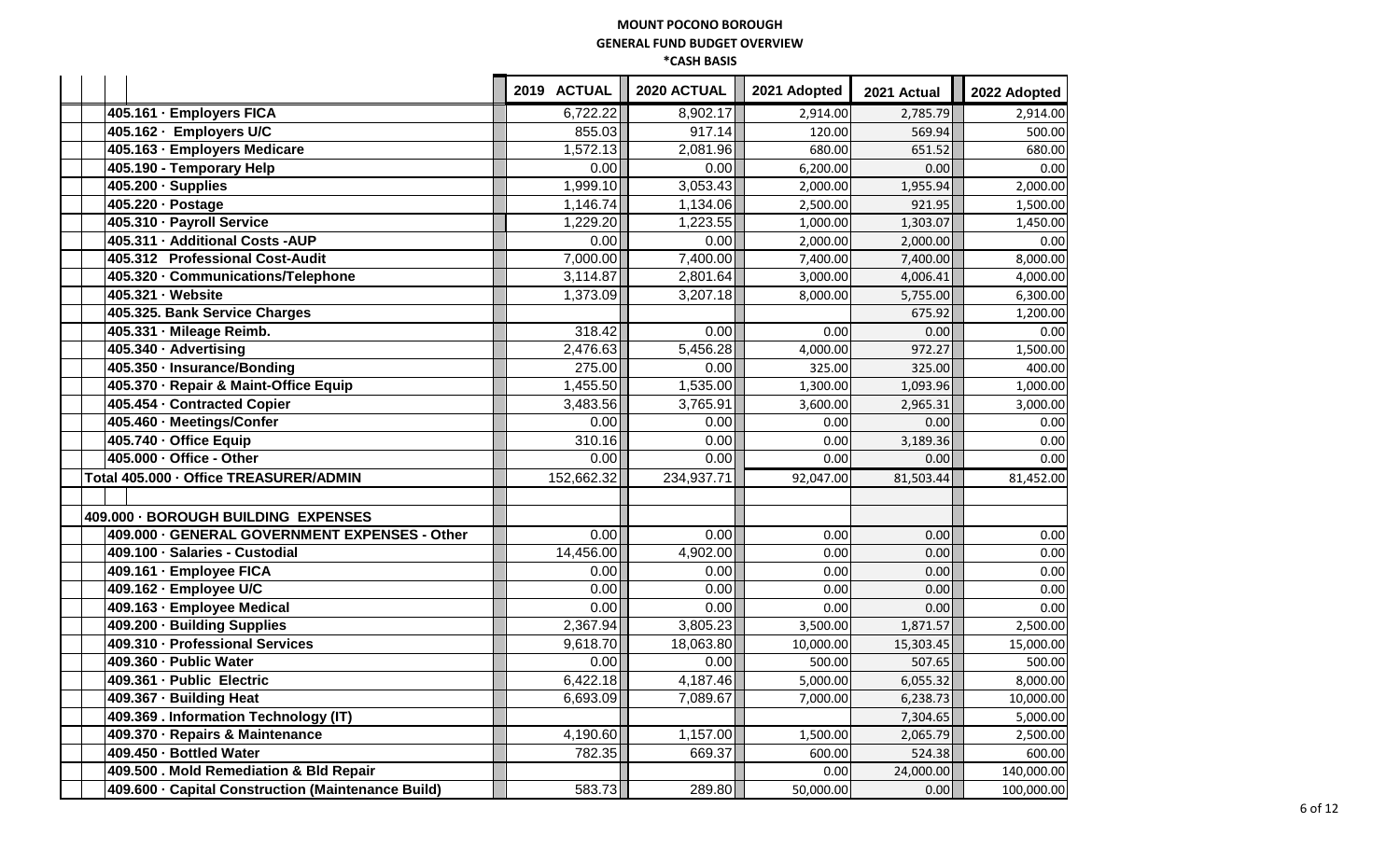# MOUNT POCONO BOROUGH

## GENERAL FUND BUDGET OVERVIEW

### *CASH BASIS

| | 2019 ACTUAL | 2020 ACTUAL | 2021 Adopted | 2021 Actual | 2022 Adopted |
|---|---|---|---|---|---|
| 405.161 · Employers FICA | 6,722.22 | 8,902.17 | 2,914.00 | 2,785.79 | 2,914.00 |
| 405.162 · Employers U/C | 855.03 | 917.14 | 120.00 | 569.94 | 500.00 |
| 405.163 · Employers Medicare | 1,572.13 | 2,081.96 | 680.00 | 651.52 | 680.00 |
| 405.190 - Temporary Help | 0.00 | 0.00 | 6,200.00 | 0.00 | 0.00 |
| 405.200 · Supplies | 1,999.10 | 3,053.43 | 2,000.00 | 1,955.94 | 2,000.00 |
| 405.220 · Postage | 1,146.74 | 1,134.06 | 2,500.00 | 921.95 | 1,500.00 |
| 405.310 · Payroll Service | 1,229.20 | 1,223.55 | 1,000.00 | 1,303.07 | 1,450.00 |
| 405.311 · Additional Costs -AUP | 0.00 | 0.00 | 2,000.00 | 2,000.00 | 0.00 |
| 405.312 Professional Cost-Audit | 7,000.00 | 7,400.00 | 7,400.00 | 7,400.00 | 8,000.00 |
| 405.320 · Communications/Telephone | 3,114.87 | 2,801.64 | 3,000.00 | 4,006.41 | 4,000.00 |
| 405.321 · Website | 1,373.09 | 3,207.18 | 8,000.00 | 5,755.00 | 6,300.00 |
| 405.325. Bank Service Charges | | | | 675.92 | 1,200.00 |
| 405.331 · Mileage Reimb. | 318.42 | 0.00 | 0.00 | 0.00 | 0.00 |
| 405.340 · Advertising | 2,476.63 | 5,456.28 | 4,000.00 | 972.27 | 1,500.00 |
| 405.350 · Insurance/Bonding | 275.00 | 0.00 | 325.00 | 325.00 | 400.00 |
| 405.370 · Repair & Maint-Office Equip | 1,455.50 | 1,535.00 | 1,300.00 | 1,093.96 | 1,000.00 |
| 405.454 · Contracted Copier | 3,483.56 | 3,765.91 | 3,600.00 | 2,965.31 | 3,000.00 |
| 405.460 · Meetings/Confer | 0.00 | 0.00 | 0.00 | 0.00 | 0.00 |
| 405.740 · Office Equip | 310.16 | 0.00 | 0.00 | 3,189.36 | 0.00 |
| 405.000 · Office - Other | 0.00 | 0.00 | 0.00 | 0.00 | 0.00 |
| Total 405.000 · Office TREASURER/ADMIN | 152,662.32 | 234,937.71 | 92,047.00 | 81,503.44 | 81,452.00 |
| | | | | | |
| 409.000 · BOROUGH BUILDING EXPENSES | | | | | |
| 409.000 · GENERAL GOVERNMENT EXPENSES - Other | 0.00 | 0.00 | 0.00 | 0.00 | 0.00 |
| 409.100 · Salaries - Custodial | 14,456.00 | 4,902.00 | 0.00 | 0.00 | 0.00 |
| 409.161 · Employee FICA | 0.00 | 0.00 | 0.00 | 0.00 | 0.00 |
| 409.162 · Employee U/C | 0.00 | 0.00 | 0.00 | 0.00 | 0.00 |
| 409.163 · Employee Medical | 0.00 | 0.00 | 0.00 | 0.00 | 0.00 |
| 409.200 · Building Supplies | 2,367.94 | 3,805.23 | 3,500.00 | 1,871.57 | 2,500.00 |
| 409.310 · Professional Services | 9,618.70 | 18,063.80 | 10,000.00 | 15,303.45 | 15,000.00 |
| 409.360 · Public Water | 0.00 | 0.00 | 500.00 | 507.65 | 500.00 |
| 409.361 · Public Electric | 6,422.18 | 4,187.46 | 5,000.00 | 6,055.32 | 8,000.00 |
| 409.367 · Building Heat | 6,693.09 | 7,089.67 | 7,000.00 | 6,238.73 | 10,000.00 |
| 409.369 . Information Technology (IT) | | | | 7,304.65 | 5,000.00 |
| 409.370 · Repairs & Maintenance | 4,190.60 | 1,157.00 | 1,500.00 | 2,065.79 | 2,500.00 |
| 409.450 · Bottled Water | 782.35 | 669.37 | 600.00 | 524.38 | 600.00 |
| 409.500 . Mold Remediation & Bld Repair | | | 0.00 | 24,000.00 | 140,000.00 |
| 409.600 · Capital Construction (Maintenance Build) | 583.73 | 289.80 | 50,000.00 | 0.00 | 100,000.00 |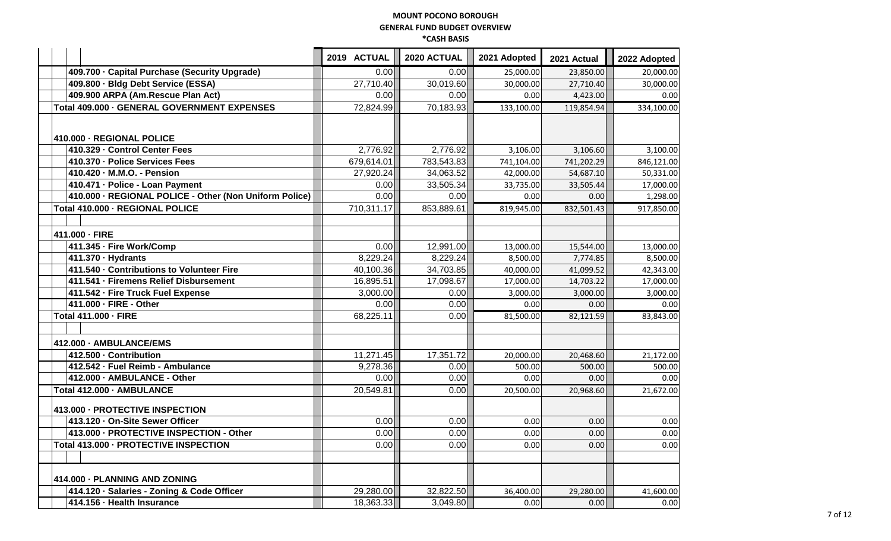**MOUNT POCONO BOROUGH**
**GENERAL FUND BUDGET OVERVIEW**
***CASH BASIS**

| | 2019 ACTUAL | 2020 ACTUAL | 2021 Adopted | 2021 Actual | 2022 Adopted |
|---|---|---|---|---|---|
| 409.700 · Capital Purchase (Security Upgrade) | 0.00 | 0.00 | 25,000.00 | 23,850.00 | 20,000.00 |
| 409.800 · Bldg Debt Service (ESSA) | 27,710.40 | 30,019.60 | 30,000.00 | 27,710.40 | 30,000.00 |
| 409.900 ARPA (Am.Rescue Plan Act) | 0.00 | 0.00 | 0.00 | 4,423.00 | 0.00 |
| Total 409.000 · GENERAL GOVERNMENT EXPENSES | 72,824.99 | 70,183.93 | 133,100.00 | 119,854.94 | 334,100.00 |
| | | | | | |
| 410.000 · REGIONAL POLICE | | | | | |
| 410.329 · Control Center Fees | 2,776.92 | 2,776.92 | 3,106.00 | 3,106.60 | 3,100.00 |
| 410.370 · Police Services Fees | 679,614.01 | 783,543.83 | 741,104.00 | 741,202.29 | 846,121.00 |
| 410.420 · M.M.O. - Pension | 27,920.24 | 34,063.52 | 42,000.00 | 54,687.10 | 50,331.00 |
| 410.471 · Police - Loan Payment | 0.00 | 33,505.34 | 33,735.00 | 33,505.44 | 17,000.00 |
| 410.000 · REGIONAL POLICE - Other (Non Uniform Police) | 0.00 | 0.00 | 0.00 | 0.00 | 1,298.00 |
| Total 410.000 · REGIONAL POLICE | 710,311.17 | 853,889.61 | 819,945.00 | 832,501.43 | 917,850.00 |
| | | | | | |
| 411.000 · FIRE | | | | | |
| 411.345 · Fire Work/Comp | 0.00 | 12,991.00 | 13,000.00 | 15,544.00 | 13,000.00 |
| 411.370 · Hydrants | 8,229.24 | 8,229.24 | 8,500.00 | 7,774.85 | 8,500.00 |
| 411.540 · Contributions to Volunteer Fire | 40,100.36 | 34,703.85 | 40,000.00 | 41,099.52 | 42,343.00 |
| 411.541 · Firemens Relief Disbursement | 16,895.51 | 17,098.67 | 17,000.00 | 14,703.22 | 17,000.00 |
| 411.542 · Fire Truck Fuel Expense | 3,000.00 | 0.00 | 3,000.00 | 3,000.00 | 3,000.00 |
| 411.000 · FIRE - Other | 0.00 | 0.00 | 0.00 | 0.00 | 0.00 |
| Total 411.000 · FIRE | 68,225.11 | 0.00 | 81,500.00 | 82,121.59 | 83,843.00 |
| | | | | | |
| 412.000 · AMBULANCE/EMS | | | | | |
| 412.500 · Contribution | 11,271.45 | 17,351.72 | 20,000.00 | 20,468.60 | 21,172.00 |
| 412.542 · Fuel Reimb - Ambulance | 9,278.36 | 0.00 | 500.00 | 500.00 | 500.00 |
| 412.000 · AMBULANCE - Other | 0.00 | 0.00 | 0.00 | 0.00 | 0.00 |
| Total 412.000 · AMBULANCE | 20,549.81 | 0.00 | 20,500.00 | 20,968.60 | 21,672.00 |
| | | | | | |
| 413.000 · PROTECTIVE INSPECTION | | | | | |
| 413.120 · On-Site Sewer Officer | 0.00 | 0.00 | 0.00 | 0.00 | 0.00 |
| 413.000 · PROTECTIVE INSPECTION - Other | 0.00 | 0.00 | 0.00 | 0.00 | 0.00 |
| Total 413.000 · PROTECTIVE INSPECTION | 0.00 | 0.00 | 0.00 | 0.00 | 0.00 |
| | | | | | |
| 414.000 · PLANNING AND ZONING | | | | | |
| 414.120 · Salaries - Zoning & Code Officer | 29,280.00 | 32,822.50 | 36,400.00 | 29,280.00 | 41,600.00 |
| 414.156 · Health Insurance | 18,363.33 | 3,049.80 | 0.00 | 0.00 | 0.00 |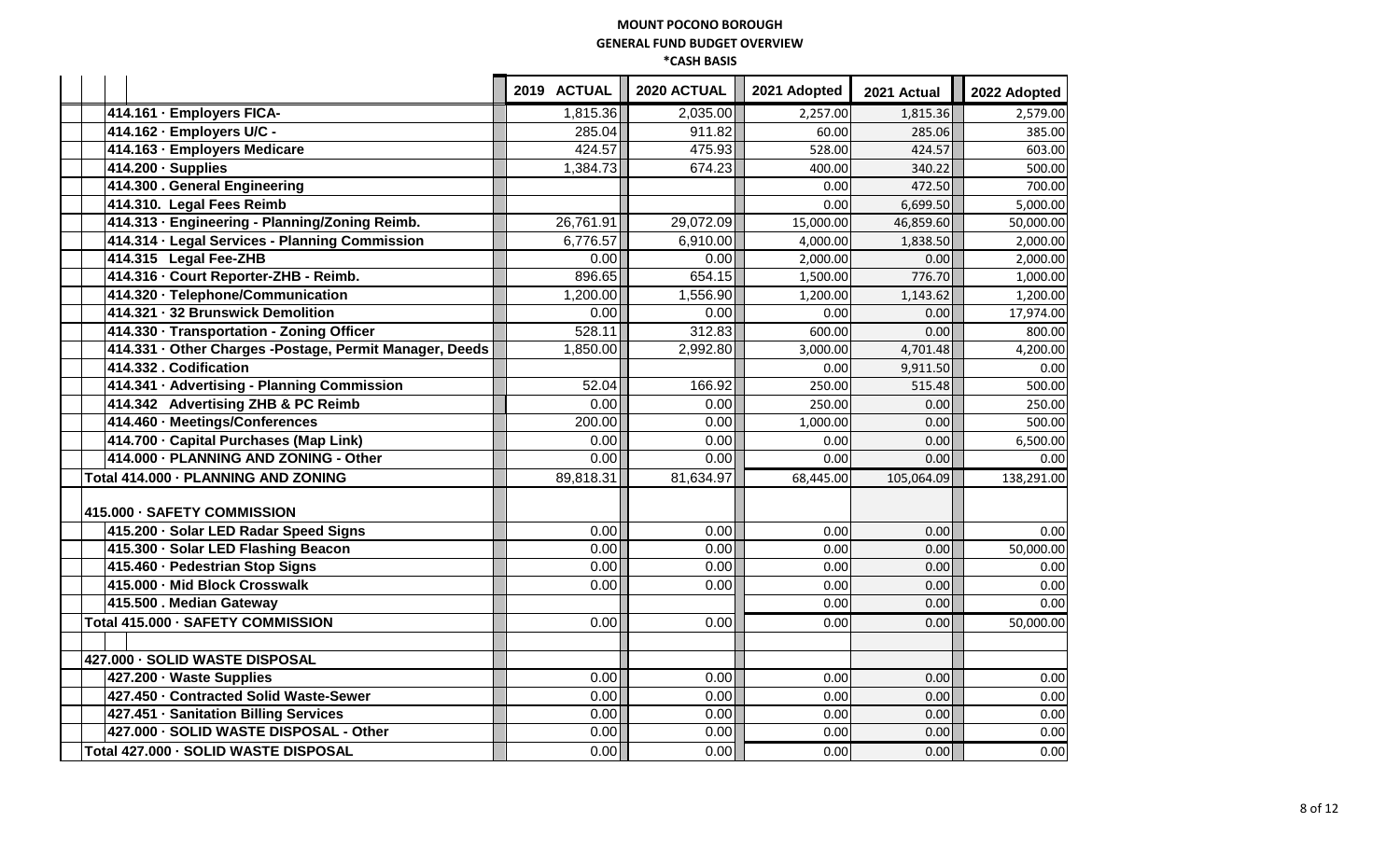# MOUNT POCONO BOROUGH

## GENERAL FUND BUDGET OVERVIEW

### *CASH BASIS

| | 2019 ACTUAL | 2020 ACTUAL | 2021 Adopted | 2021 Actual | 2022 Adopted |
|---|---|---|---|---|---|
| 414.161 · Employers FICA- | 1,815.36 | 2,035.00 | 2,257.00 | 1,815.36 | 2,579.00 |
| 414.162 · Employers U/C - | 285.04 | 911.82 | 60.00 | 285.06 | 385.00 |
| 414.163 · Employers Medicare | 424.57 | 475.93 | 528.00 | 424.57 | 603.00 |
| 414.200 · Supplies | 1,384.73 | 674.23 | 400.00 | 340.22 | 500.00 |
| 414.300 . General Engineering | | | 0.00 | 472.50 | 700.00 |
| 414.310. Legal Fees Reimb | | | 0.00 | 6,699.50 | 5,000.00 |
| 414.313 · Engineering - Planning/Zoning Reimb. | 26,761.91 | 29,072.09 | 15,000.00 | 46,859.60 | 50,000.00 |
| 414.314 · Legal Services - Planning Commission | 6,776.57 | 6,910.00 | 4,000.00 | 1,838.50 | 2,000.00 |
| 414.315 Legal Fee-ZHB | 0.00 | 0.00 | 2,000.00 | 0.00 | 2,000.00 |
| 414.316 · Court Reporter-ZHB - Reimb. | 896.65 | 654.15 | 1,500.00 | 776.70 | 1,000.00 |
| 414.320 · Telephone/Communication | 1,200.00 | 1,556.90 | 1,200.00 | 1,143.62 | 1,200.00 |
| 414.321 · 32 Brunswick Demolition | 0.00 | 0.00 | 0.00 | 0.00 | 17,974.00 |
| 414.330 · Transportation - Zoning Officer | 528.11 | 312.83 | 600.00 | 0.00 | 800.00 |
| 414.331 · Other Charges -Postage, Permit Manager, Deeds | 1,850.00 | 2,992.80 | 3,000.00 | 4,701.48 | 4,200.00 |
| 414.332 . Codification | | | 0.00 | 9,911.50 | 0.00 |
| 414.341 · Advertising - Planning Commission | 52.04 | 166.92 | 250.00 | 515.48 | 500.00 |
| 414.342 Advertising ZHB & PC Reimb | 0.00 | 0.00 | 250.00 | 0.00 | 250.00 |
| 414.460 · Meetings/Conferences | 200.00 | 0.00 | 1,000.00 | 0.00 | 500.00 |
| 414.700 · Capital Purchases (Map Link) | 0.00 | 0.00 | 0.00 | 0.00 | 6,500.00 |
| 414.000 · PLANNING AND ZONING - Other | 0.00 | 0.00 | 0.00 | 0.00 | 0.00 |
| Total 414.000 · PLANNING AND ZONING | 89,818.31 | 81,634.97 | 68,445.00 | 105,064.09 | 138,291.00 |
| 415.000 · SAFETY COMMISSION | | | | | |
| 415.200 · Solar LED Radar Speed Signs | 0.00 | 0.00 | 0.00 | 0.00 | 0.00 |
| 415.300 · Solar LED Flashing Beacon | 0.00 | 0.00 | 0.00 | 0.00 | 50,000.00 |
| 415.460 · Pedestrian Stop Signs | 0.00 | 0.00 | 0.00 | 0.00 | 0.00 |
| 415.000 · Mid Block Crosswalk | 0.00 | 0.00 | 0.00 | 0.00 | 0.00 |
| 415.500 . Median Gateway | | | 0.00 | 0.00 | 0.00 |
| Total 415.000 · SAFETY COMMISSION | 0.00 | 0.00 | 0.00 | 0.00 | 50,000.00 |
| 427.000 · SOLID WASTE DISPOSAL | | | | | |
| 427.200 · Waste Supplies | 0.00 | 0.00 | 0.00 | 0.00 | 0.00 |
| 427.450 · Contracted Solid Waste-Sewer | 0.00 | 0.00 | 0.00 | 0.00 | 0.00 |
| 427.451 · Sanitation Billing Services | 0.00 | 0.00 | 0.00 | 0.00 | 0.00 |
| 427.000 · SOLID WASTE DISPOSAL - Other | 0.00 | 0.00 | 0.00 | 0.00 | 0.00 |
| Total 427.000 · SOLID WASTE DISPOSAL | 0.00 | 0.00 | 0.00 | 0.00 | 0.00 |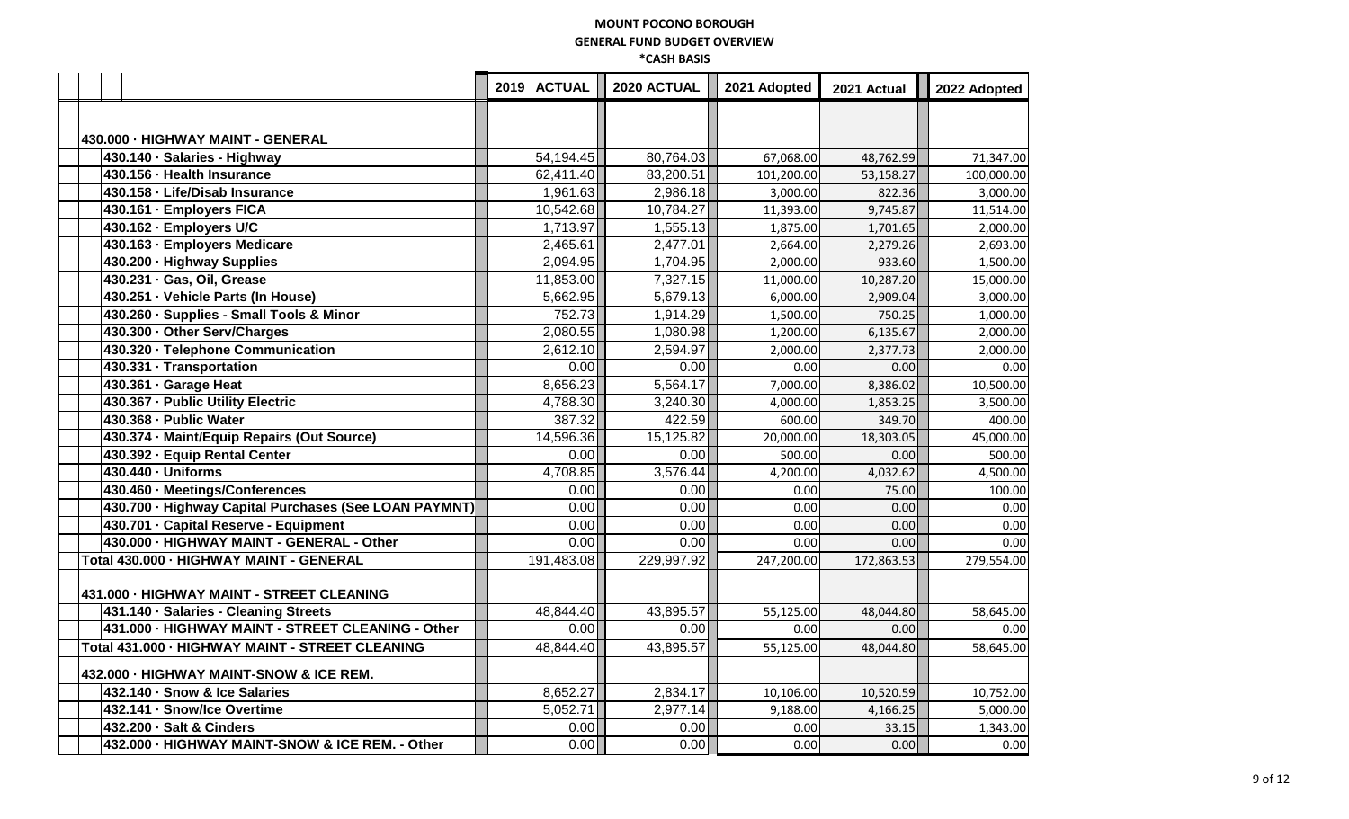# MOUNT POCONO BOROUGH
## GENERAL FUND BUDGET OVERVIEW
### *CASH BASIS

| | 2019 ACTUAL | 2020 ACTUAL | 2021 Adopted | 2021 Actual | 2022 Adopted |
|---|---|---|---|---|---|
| **430.000 · HIGHWAY MAINT - GENERAL** | | | | | |
| 430.140 · Salaries - Highway | 54,194.45 | 80,764.03 | 67,068.00 | 48,762.99 | 71,347.00 |
| 430.156 · Health Insurance | 62,411.40 | 83,200.51 | 101,200.00 | 53,158.27 | 100,000.00 |
| 430.158 · Life/Disab Insurance | 1,961.63 | 2,986.18 | 3,000.00 | 822.36 | 3,000.00 |
| 430.161 · Employers FICA | 10,542.68 | 10,784.27 | 11,393.00 | 9,745.87 | 11,514.00 |
| 430.162 · Employers U/C | 1,713.97 | 1,555.13 | 1,875.00 | 1,701.65 | 2,000.00 |
| 430.163 · Employers Medicare | 2,465.61 | 2,477.01 | 2,664.00 | 2,279.26 | 2,693.00 |
| 430.200 · Highway Supplies | 2,094.95 | 1,704.95 | 2,000.00 | 933.60 | 1,500.00 |
| 430.231 · Gas, Oil, Grease | 11,853.00 | 7,327.15 | 11,000.00 | 10,287.20 | 15,000.00 |
| 430.251 · Vehicle Parts (In House) | 5,662.95 | 5,679.13 | 6,000.00 | 2,909.04 | 3,000.00 |
| 430.260 · Supplies - Small Tools & Minor | 752.73 | 1,914.29 | 1,500.00 | 750.25 | 1,000.00 |
| 430.300 · Other Serv/Charges | 2,080.55 | 1,080.98 | 1,200.00 | 6,135.67 | 2,000.00 |
| 430.320 · Telephone Communication | 2,612.10 | 2,594.97 | 2,000.00 | 2,377.73 | 2,000.00 |
| 430.331 · Transportation | 0.00 | 0.00 | 0.00 | 0.00 | 0.00 |
| 430.361 · Garage Heat | 8,656.23 | 5,564.17 | 7,000.00 | 8,386.02 | 10,500.00 |
| 430.367 · Public Utility Electric | 4,788.30 | 3,240.30 | 4,000.00 | 1,853.25 | 3,500.00 |
| 430.368 · Public Water | 387.32 | 422.59 | 600.00 | 349.70 | 400.00 |
| 430.374 · Maint/Equip Repairs (Out Source) | 14,596.36 | 15,125.82 | 20,000.00 | 18,303.05 | 45,000.00 |
| 430.392 · Equip Rental Center | 0.00 | 0.00 | 500.00 | 0.00 | 500.00 |
| 430.440 · Uniforms | 4,708.85 | 3,576.44 | 4,200.00 | 4,032.62 | 4,500.00 |
| 430.460 · Meetings/Conferences | 0.00 | 0.00 | 0.00 | 75.00 | 100.00 |
| 430.700 · Highway Capital Purchases (See LOAN PAYMNT) | 0.00 | 0.00 | 0.00 | 0.00 | 0.00 |
| 430.701 · Capital Reserve - Equipment | 0.00 | 0.00 | 0.00 | 0.00 | 0.00 |
| 430.000 · HIGHWAY MAINT - GENERAL - Other | 0.00 | 0.00 | 0.00 | 0.00 | 0.00 |
| **Total 430.000 · HIGHWAY MAINT - GENERAL** | 191,483.08 | 229,997.92 | 247,200.00 | 172,863.53 | 279,554.00 |
| **431.000 · HIGHWAY MAINT - STREET CLEANING** | | | | | |
| 431.140 · Salaries - Cleaning Streets | 48,844.40 | 43,895.57 | 55,125.00 | 48,044.80 | 58,645.00 |
| 431.000 · HIGHWAY MAINT - STREET CLEANING - Other | 0.00 | 0.00 | 0.00 | 0.00 | 0.00 |
| **Total 431.000 · HIGHWAY MAINT - STREET CLEANING** | 48,844.40 | 43,895.57 | 55,125.00 | 48,044.80 | 58,645.00 |
| **432.000 · HIGHWAY MAINT-SNOW & ICE REM.** | | | | | |
| 432.140 · Snow & Ice Salaries | 8,652.27 | 2,834.17 | 10,106.00 | 10,520.59 | 10,752.00 |
| 432.141 · Snow/Ice Overtime | 5,052.71 | 2,977.14 | 9,188.00 | 4,166.25 | 5,000.00 |
| 432.200 · Salt & Cinders | 0.00 | 0.00 | 0.00 | 33.15 | 1,343.00 |
| 432.000 · HIGHWAY MAINT-SNOW & ICE REM. - Other | 0.00 | 0.00 | 0.00 | 0.00 | 0.00 |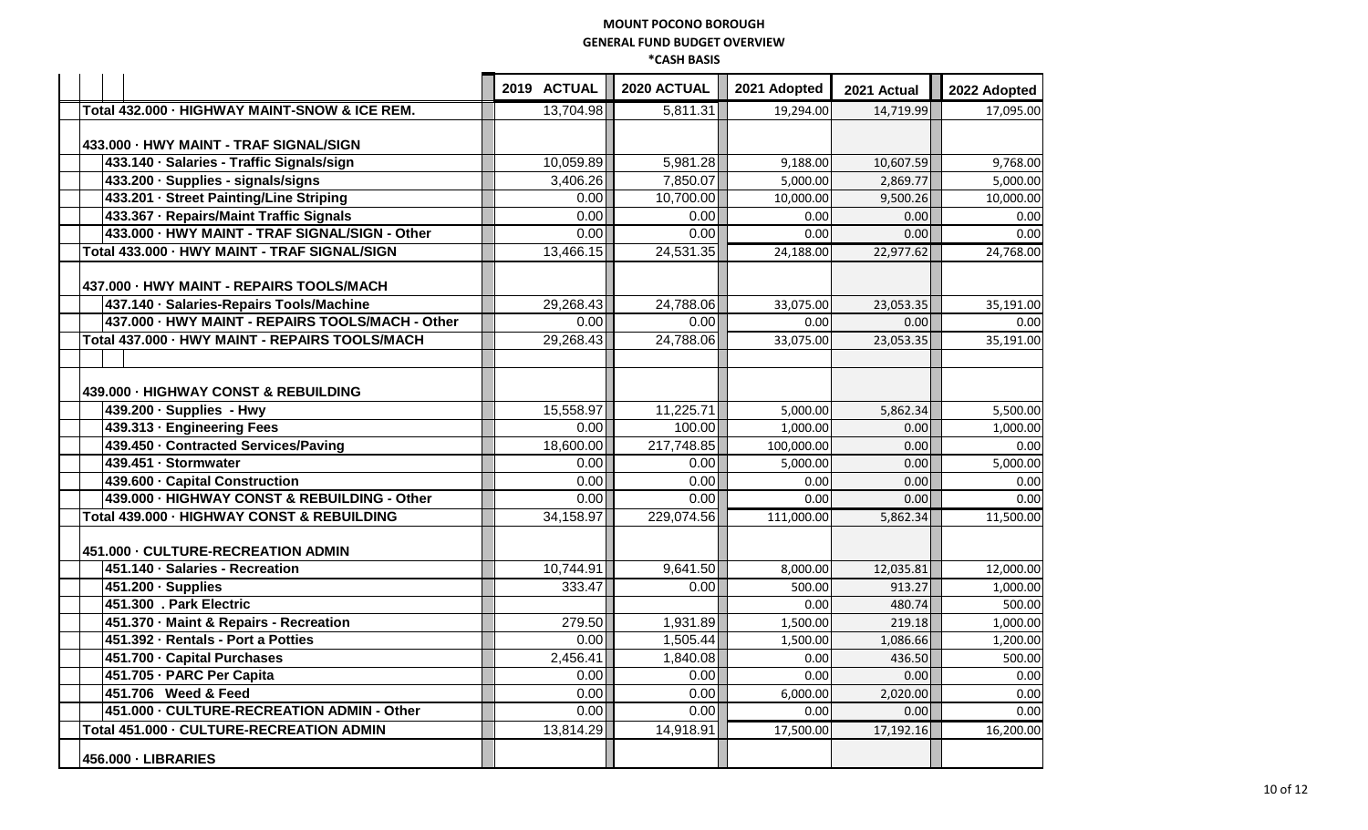**MOUNT POCONO BOROUGH**
**GENERAL FUND BUDGET OVERVIEW**
***CASH BASIS**

| | 2019 ACTUAL | 2020 ACTUAL | 2021 Adopted | 2021 Actual | 2022 Adopted |
|---|---|---|---|---|---|
| Total 432.000 · HIGHWAY MAINT-SNOW & ICE REM. | 13,704.98 | 5,811.31 | 19,294.00 | 14,719.99 | 17,095.00 |
| 433.000 · HWY MAINT - TRAF SIGNAL/SIGN | | | | | |
| 433.140 · Salaries - Traffic Signals/sign | 10,059.89 | 5,981.28 | 9,188.00 | 10,607.59 | 9,768.00 |
| 433.200 · Supplies - signals/signs | 3,406.26 | 7,850.07 | 5,000.00 | 2,869.77 | 5,000.00 |
| 433.201 · Street Painting/Line Striping | 0.00 | 10,700.00 | 10,000.00 | 9,500.26 | 10,000.00 |
| 433.367 · Repairs/Maint Traffic Signals | 0.00 | 0.00 | 0.00 | 0.00 | 0.00 |
| 433.000 · HWY MAINT - TRAF SIGNAL/SIGN - Other | 0.00 | 0.00 | 0.00 | 0.00 | 0.00 |
| Total 433.000 · HWY MAINT - TRAF SIGNAL/SIGN | 13,466.15 | 24,531.35 | 24,188.00 | 22,977.62 | 24,768.00 |
| 437.000 · HWY MAINT - REPAIRS TOOLS/MACH | | | | | |
| 437.140 · Salaries-Repairs Tools/Machine | 29,268.43 | 24,788.06 | 33,075.00 | 23,053.35 | 35,191.00 |
| 437.000 · HWY MAINT - REPAIRS TOOLS/MACH - Other | 0.00 | 0.00 | 0.00 | 0.00 | 0.00 |
| Total 437.000 · HWY MAINT - REPAIRS TOOLS/MACH | 29,268.43 | 24,788.06 | 33,075.00 | 23,053.35 | 35,191.00 |
| 439.000 · HIGHWAY CONST & REBUILDING | | | | | |
| 439.200 · Supplies - Hwy | 15,558.97 | 11,225.71 | 5,000.00 | 5,862.34 | 5,500.00 |
| 439.313 · Engineering Fees | 0.00 | 100.00 | 1,000.00 | 0.00 | 1,000.00 |
| 439.450 · Contracted Services/Paving | 18,600.00 | 217,748.85 | 100,000.00 | 0.00 | 0.00 |
| 439.451 · Stormwater | 0.00 | 0.00 | 5,000.00 | 0.00 | 5,000.00 |
| 439.600 · Capital Construction | 0.00 | 0.00 | 0.00 | 0.00 | 0.00 |
| 439.000 · HIGHWAY CONST & REBUILDING - Other | 0.00 | 0.00 | 0.00 | 0.00 | 0.00 |
| Total 439.000 · HIGHWAY CONST & REBUILDING | 34,158.97 | 229,074.56 | 111,000.00 | 5,862.34 | 11,500.00 |
| 451.000 · CULTURE-RECREATION ADMIN | | | | | |
| 451.140 · Salaries - Recreation | 10,744.91 | 9,641.50 | 8,000.00 | 12,035.81 | 12,000.00 |
| 451.200 · Supplies | 333.47 | 0.00 | 500.00 | 913.27 | 1,000.00 |
| 451.300 . Park Electric | | | 0.00 | 480.74 | 500.00 |
| 451.370 · Maint & Repairs - Recreation | 279.50 | 1,931.89 | 1,500.00 | 219.18 | 1,000.00 |
| 451.392 · Rentals - Port a Potties | 0.00 | 1,505.44 | 1,500.00 | 1,086.66 | 1,200.00 |
| 451.700 · Capital Purchases | 2,456.41 | 1,840.08 | 0.00 | 436.50 | 500.00 |
| 451.705 · PARC Per Capita | 0.00 | 0.00 | 0.00 | 0.00 | 0.00 |
| 451.706 Weed & Feed | 0.00 | 0.00 | 6,000.00 | 2,020.00 | 0.00 |
| 451.000 · CULTURE-RECREATION ADMIN - Other | 0.00 | 0.00 | 0.00 | 0.00 | 0.00 |
| Total 451.000 · CULTURE-RECREATION ADMIN | 13,814.29 | 14,918.91 | 17,500.00 | 17,192.16 | 16,200.00 |
| 456.000 · LIBRARIES | | | | | |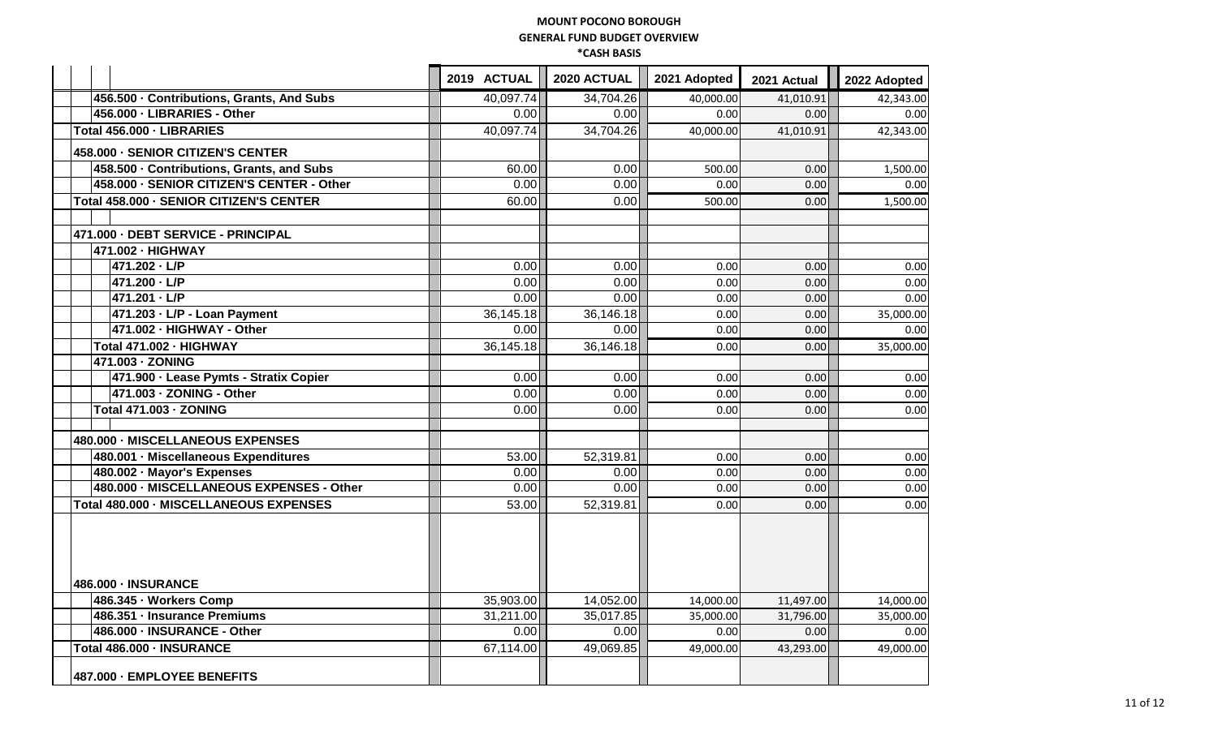**MOUNT POCONO BOROUGH**
**GENERAL FUND BUDGET OVERVIEW**
***CASH BASIS**

| | 2019 ACTUAL | 2020 ACTUAL | 2021 Adopted | 2021 Actual | 2022 Adopted |
|---|---|---|---|---|---|
| 456.500 · Contributions, Grants, And Subs | 40,097.74 | 34,704.26 | 40,000.00 | 41,010.91 | 42,343.00 |
| 456.000 · LIBRARIES - Other | 0.00 | 0.00 | 0.00 | 0.00 | 0.00 |
| Total 456.000 · LIBRARIES | 40,097.74 | 34,704.26 | 40,000.00 | 41,010.91 | 42,343.00 |
| 458.000 · SENIOR CITIZEN'S CENTER | | | | | |
| 458.500 · Contributions, Grants, and Subs | 60.00 | 0.00 | 500.00 | 0.00 | 1,500.00 |
| 458.000 · SENIOR CITIZEN'S CENTER - Other | 0.00 | 0.00 | 0.00 | 0.00 | 0.00 |
| Total 458.000 · SENIOR CITIZEN'S CENTER | 60.00 | 0.00 | 500.00 | 0.00 | 1,500.00 |
| | | | | | |
| 471.000 · DEBT SERVICE - PRINCIPAL | | | | | |
| 471.002 · HIGHWAY | | | | | |
| 471.202 · L/P | 0.00 | 0.00 | 0.00 | 0.00 | 0.00 |
| 471.200 · L/P | 0.00 | 0.00 | 0.00 | 0.00 | 0.00 |
| 471.201 · L/P | 0.00 | 0.00 | 0.00 | 0.00 | 0.00 |
| 471.203 · L/P - Loan Payment | 36,145.18 | 36,146.18 | 0.00 | 0.00 | 35,000.00 |
| 471.002 · HIGHWAY - Other | 0.00 | 0.00 | 0.00 | 0.00 | 0.00 |
| Total 471.002 · HIGHWAY | 36,145.18 | 36,146.18 | 0.00 | 0.00 | 35,000.00 |
| 471.003 · ZONING | | | | | |
| 471.900 · Lease Pymts - Stratix Copier | 0.00 | 0.00 | 0.00 | 0.00 | 0.00 |
| 471.003 · ZONING - Other | 0.00 | 0.00 | 0.00 | 0.00 | 0.00 |
| Total 471.003 · ZONING | 0.00 | 0.00 | 0.00 | 0.00 | 0.00 |
| | | | | | |
| 480.000 · MISCELLANEOUS EXPENSES | | | | | |
| 480.001 · Miscellaneous Expenditures | 53.00 | 52,319.81 | 0.00 | 0.00 | 0.00 |
| 480.002 · Mayor's Expenses | 0.00 | 0.00 | 0.00 | 0.00 | 0.00 |
| 480.000 · MISCELLANEOUS EXPENSES - Other | 0.00 | 0.00 | 0.00 | 0.00 | 0.00 |
| Total 480.000 · MISCELLANEOUS EXPENSES | 53.00 | 52,319.81 | 0.00 | 0.00 | 0.00 |
| 486.000 · INSURANCE | | | | | |
| 486.345 · Workers Comp | 35,903.00 | 14,052.00 | 14,000.00 | 11,497.00 | 14,000.00 |
| 486.351 · Insurance Premiums | 31,211.00 | 35,017.85 | 35,000.00 | 31,796.00 | 35,000.00 |
| 486.000 · INSURANCE - Other | 0.00 | 0.00 | 0.00 | 0.00 | 0.00 |
| Total 486.000 · INSURANCE | 67,114.00 | 49,069.85 | 49,000.00 | 43,293.00 | 49,000.00 |
| 487.000 · EMPLOYEE BENEFITS | | | | | |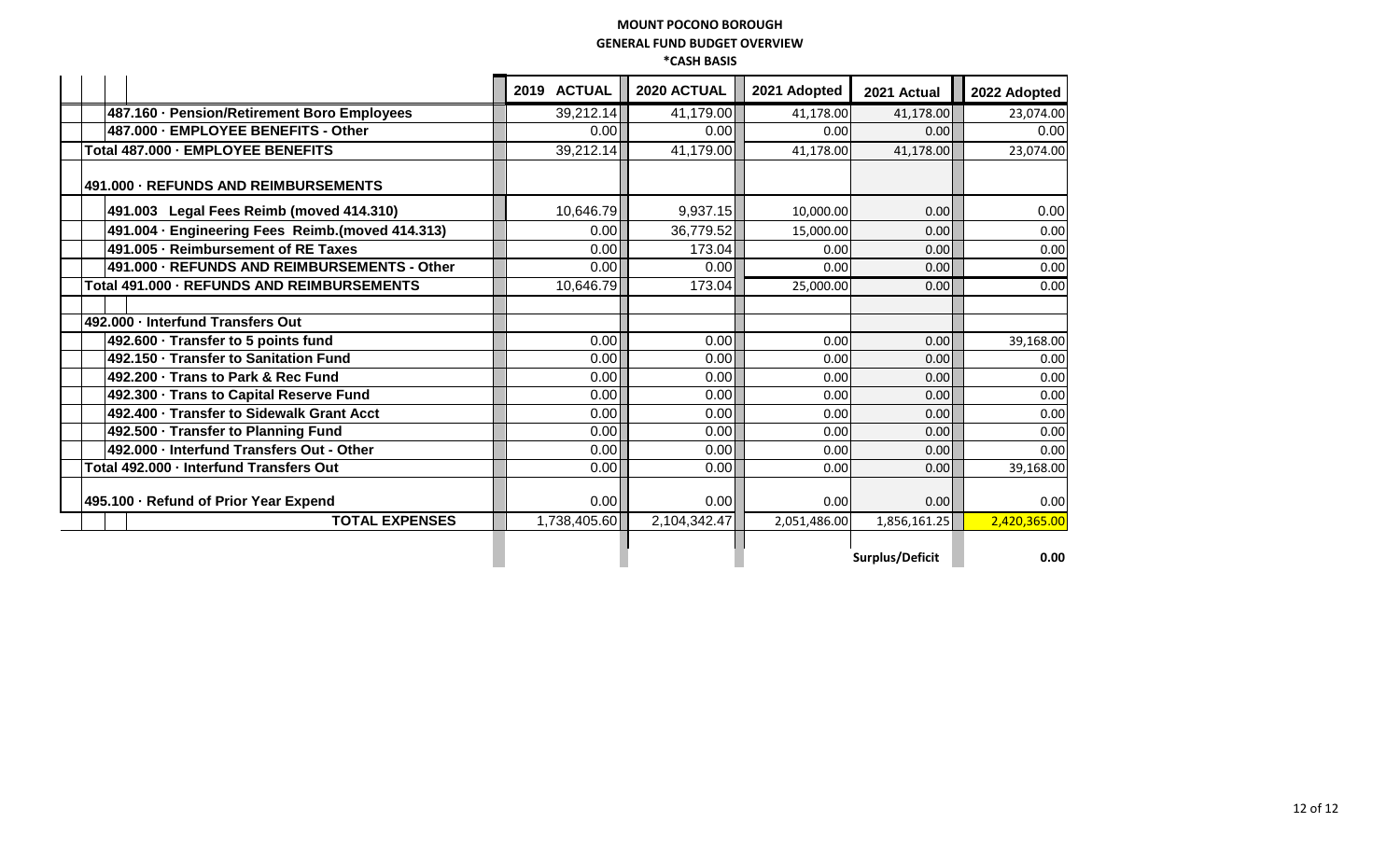# MOUNT POCONO BOROUGH

## GENERAL FUND BUDGET OVERVIEW

### *CASH BASIS

| | 2019 ACTUAL | 2020 ACTUAL | 2021 Adopted | 2021 Actual | 2022 Adopted |
|---|---|---|---|---|---|
| 487.160 · Pension/Retirement Boro Employees | 39,212.14 | 41,179.00 | 41,178.00 | 41,178.00 | 23,074.00 |
| 487.000 · EMPLOYEE BENEFITS - Other | 0.00 | 0.00 | 0.00 | 0.00 | 0.00 |
| Total 487.000 · EMPLOYEE BENEFITS | 39,212.14 | 41,179.00 | 41,178.00 | 41,178.00 | 23,074.00 |
| 491.000 · REFUNDS AND REIMBURSEMENTS | | | | | |
| 491.003 Legal Fees Reimb (moved 414.310) | 10,646.79 | 9,937.15 | 10,000.00 | 0.00 | 0.00 |
| 491.004 · Engineering Fees Reimb.(moved 414.313) | 0.00 | 36,779.52 | 15,000.00 | 0.00 | 0.00 |
| 491.005 · Reimbursement of RE Taxes | 0.00 | 173.04 | 0.00 | 0.00 | 0.00 |
| 491.000 · REFUNDS AND REIMBURSEMENTS - Other | 0.00 | 0.00 | 0.00 | 0.00 | 0.00 |
| Total 491.000 · REFUNDS AND REIMBURSEMENTS | 10,646.79 | 173.04 | 25,000.00 | 0.00 | 0.00 |
| 492.000 · Interfund Transfers Out | | | | | |
| 492.600 · Transfer to 5 points fund | 0.00 | 0.00 | 0.00 | 0.00 | 39,168.00 |
| 492.150 · Transfer to Sanitation Fund | 0.00 | 0.00 | 0.00 | 0.00 | 0.00 |
| 492.200 · Trans to Park & Rec Fund | 0.00 | 0.00 | 0.00 | 0.00 | 0.00 |
| 492.300 · Trans to Capital Reserve Fund | 0.00 | 0.00 | 0.00 | 0.00 | 0.00 |
| 492.400 · Transfer to Sidewalk Grant Acct | 0.00 | 0.00 | 0.00 | 0.00 | 0.00 |
| 492.500 · Transfer to Planning Fund | 0.00 | 0.00 | 0.00 | 0.00 | 0.00 |
| 492.000 · Interfund Transfers Out - Other | 0.00 | 0.00 | 0.00 | 0.00 | 0.00 |
| Total 492.000 · Interfund Transfers Out | 0.00 | 0.00 | 0.00 | 0.00 | 39,168.00 |
| 495.100 · Refund of Prior Year Expend | 0.00 | 0.00 | 0.00 | 0.00 | 0.00 |
| **TOTAL EXPENSES** | 1,738,405.60 | 2,104,342.47 | 2,051,486.00 | 1,856,161.25 | 2,420,365.00 |
| | | | | **Surplus/Deficit** | **0.00** |